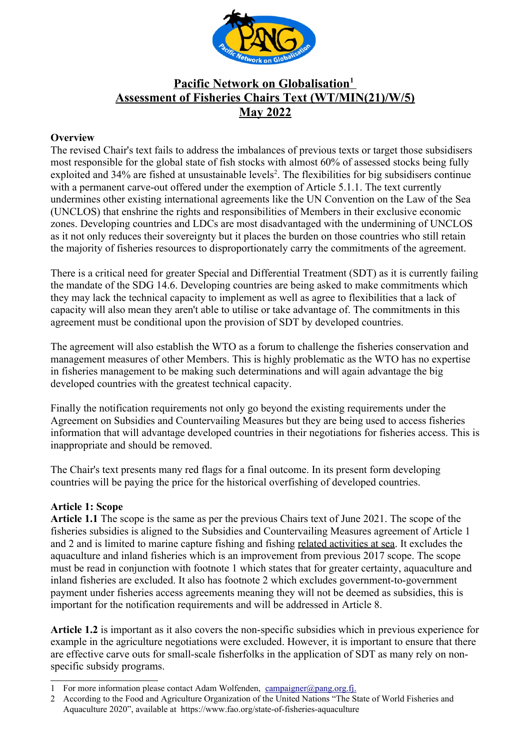# Pacific Network on Globalisation[1]
# Assessment of Fisheries Chairs Text (WT/MIN(21)/W/5)
# May 2022

**Overview**

The revised Chair's text fails to address the imbalances of previous texts or target those subsidisers most responsible for the global state of fish stocks with almost 60% of assessed stocks being fully exploited and 34% are fished at unsustainable levels[2]. The flexibilities for big subsidisers continue with a permanent carve-out offered under the exemption of Article 5.1.1. The text currently undermines other existing international agreements like the UN Convention on the Law of the Sea (UNCLOS) that enshrine the rights and responsibilities of Members in their exclusive economic zones. Developing countries and LDCs are most disadvantaged with the undermining of UNCLOS as it not only reduces their sovereignty but it places the burden on those countries who still retain the majority of fisheries resources to disproportionately carry the commitments of the agreement.

There is a critical need for greater Special and Differential Treatment (SDT) as it is currently failing the mandate of the SDG 14.6. Developing countries are being asked to make commitments which they may lack the technical capacity to implement as well as agree to flexibilities that a lack of capacity will also mean they aren't able to utilise or take advantage of. The commitments in this agreement must be conditional upon the provision of SDT by developed countries.

The agreement will also establish the WTO as a forum to challenge the fisheries conservation and management measures of other Members. This is highly problematic as the WTO has no expertise in fisheries management to be making such determinations and will again advantage the big developed countries with the greatest technical capacity.

Finally the notification requirements not only go beyond the existing requirements under the Agreement on Subsidies and Countervailing Measures but they are being used to access fisheries information that will advantage developed countries in their negotiations for fisheries access. This is inappropriate and should be removed.

The Chair's text presents many red flags for a final outcome. In its present form developing countries will be paying the price for the historical overfishing of developed countries.

**Article 1: Scope**

**Article 1.1** The scope is the same as per the previous Chairs text of June 2021. The scope of the fisheries subsidies is aligned to the Subsidies and Countervailing Measures agreement of Article 1 and 2 and is limited to marine capture fishing and fishing related activities at sea. It excludes the aquaculture and inland fisheries which is an improvement from previous 2017 scope. The scope must be read in conjunction with footnote 1 which states that for greater certainty, aquaculture and inland fisheries are excluded. It also has footnote 2 which excludes government-to-government payment under fisheries access agreements meaning they will not be deemed as subsidies, this is important for the notification requirements and will be addressed in Article 8.

**Article 1.2** is important as it also covers the non-specific subsidies which in previous experience for example in the agriculture negotiations were excluded. However, it is important to ensure that there are effective carve outs for small-scale fisherfolks in the application of SDT as many rely on non-specific subsidy programs.

---

1 For more information please contact Adam Wolfenden, campaigner@pang.org.fj.

2 According to the Food and Agriculture Organization of the United Nations "The State of World Fisheries and Aquaculture 2020", available at https://www.fao.org/state-of-fisheries-aquaculture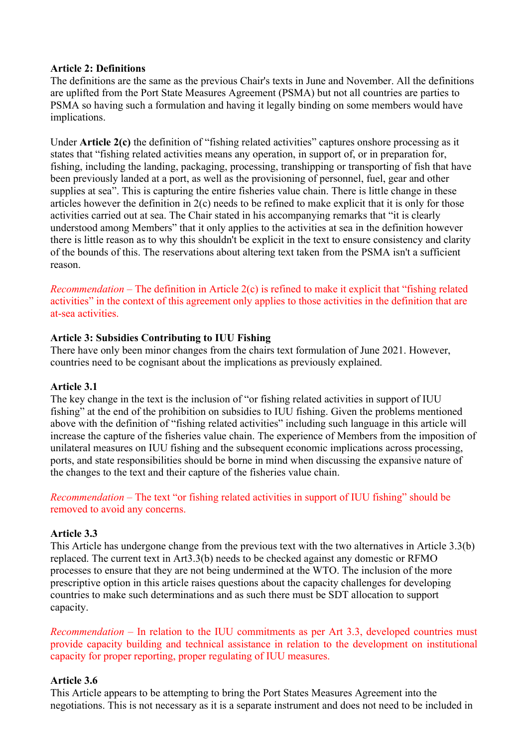**Article 2: Definitions**
The definitions are the same as the previous Chair's texts in June and November. All the definitions are uplifted from the Port State Measures Agreement (PSMA) but not all countries are parties to PSMA so having such a formulation and having it legally binding on some members would have implications.

Under **Article 2(c)** the definition of "fishing related activities" captures onshore processing as it states that "fishing related activities means any operation, in support of, or in preparation for, fishing, including the landing, packaging, processing, transhipping or transporting of fish that have been previously landed at a port, as well as the provisioning of personnel, fuel, gear and other supplies at sea". This is capturing the entire fisheries value chain. There is little change in these articles however the definition in 2(c) needs to be refined to make explicit that it is only for those activities carried out at sea. The Chair stated in his accompanying remarks that "it is clearly understood among Members" that it only applies to the activities at sea in the definition however there is little reason as to why this shouldn't be explicit in the text to ensure consistency and clarity of the bounds of this. The reservations about altering text taken from the PSMA isn't a sufficient reason.

*Recommendation* – The definition in Article 2(c) is refined to make it explicit that "fishing related activities" in the context of this agreement only applies to those activities in the definition that are at-sea activities.

**Article 3: Subsidies Contributing to IUU Fishing**
There have only been minor changes from the chairs text formulation of June 2021. However, countries need to be cognisant about the implications as previously explained.

**Article 3.1**
The key change in the text is the inclusion of "or fishing related activities in support of IUU fishing" at the end of the prohibition on subsidies to IUU fishing. Given the problems mentioned above with the definition of "fishing related activities" including such language in this article will increase the capture of the fisheries value chain. The experience of Members from the imposition of unilateral measures on IUU fishing and the subsequent economic implications across processing, ports, and state responsibilities should be borne in mind when discussing the expansive nature of the changes to the text and their capture of the fisheries value chain.

*Recommendation* – The text "or fishing related activities in support of IUU fishing" should be removed to avoid any concerns.

**Article 3.3**
This Article has undergone change from the previous text with the two alternatives in Article 3.3(b) replaced. The current text in Art3.3(b) needs to be checked against any domestic or RFMO processes to ensure that they are not being undermined at the WTO. The inclusion of the more prescriptive option in this article raises questions about the capacity challenges for developing countries to make such determinations and as such there must be SDT allocation to support capacity.

*Recommendation* – In relation to the IUU commitments as per Art 3.3, developed countries must provide capacity building and technical assistance in relation to the development on institutional capacity for proper reporting, proper regulating of IUU measures.

**Article 3.6**
This Article appears to be attempting to bring the Port States Measures Agreement into the negotiations. This is not necessary as it is a separate instrument and does not need to be included in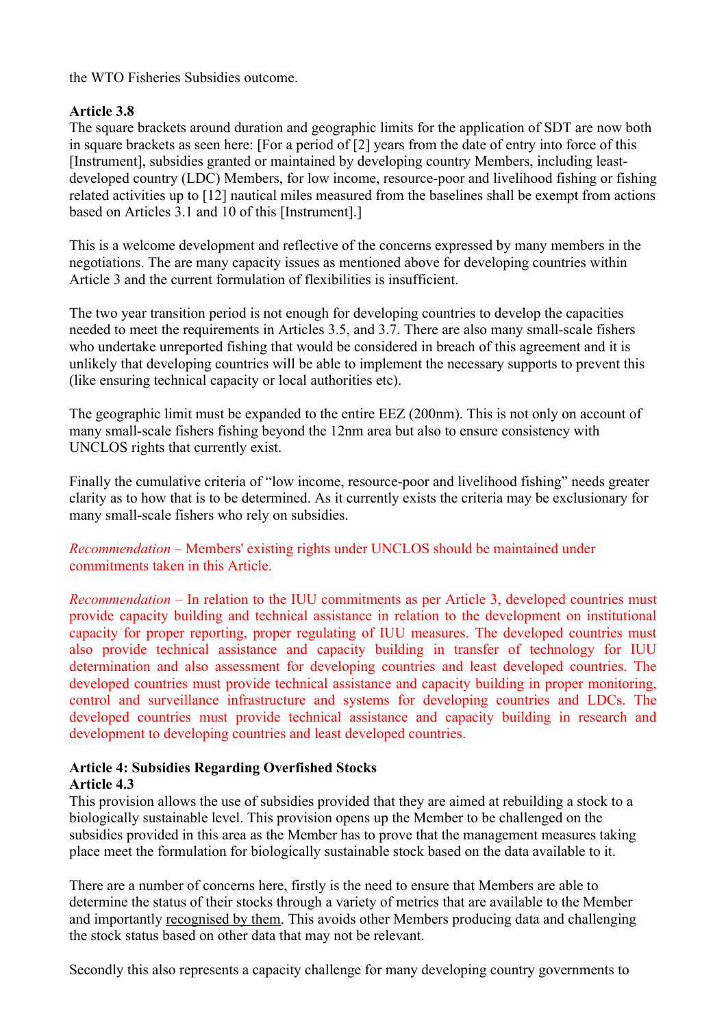the WTO Fisheries Subsidies outcome.

**Article 3.8**
The square brackets around duration and geographic limits for the application of SDT are now both in square brackets as seen here: [For a period of [2] years from the date of entry into force of this [Instrument], subsidies granted or maintained by developing country Members, including least-developed country (LDC) Members, for low income, resource-poor and livelihood fishing or fishing related activities up to [12] nautical miles measured from the baselines shall be exempt from actions based on Articles 3.1 and 10 of this [Instrument].]

This is a welcome development and reflective of the concerns expressed by many members in the negotiations. The are many capacity issues as mentioned above for developing countries within Article 3 and the current formulation of flexibilities is insufficient.

The two year transition period is not enough for developing countries to develop the capacities needed to meet the requirements in Articles 3.5, and 3.7. There are also many small-scale fishers who undertake unreported fishing that would be considered in breach of this agreement and it is unlikely that developing countries will be able to implement the necessary supports to prevent this (like ensuring technical capacity or local authorities etc).

The geographic limit must be expanded to the entire EEZ (200nm). This is not only on account of many small-scale fishers fishing beyond the 12nm area but also to ensure consistency with UNCLOS rights that currently exist.

Finally the cumulative criteria of "low income, resource-poor and livelihood fishing" needs greater clarity as to how that is to be determined. As it currently exists the criteria may be exclusionary for many small-scale fishers who rely on subsidies.

*Recommendation* – Members' existing rights under UNCLOS should be maintained under commitments taken in this Article.

*Recommendation* – In relation to the IUU commitments as per Article 3, developed countries must provide capacity building and technical assistance in relation to the development on institutional capacity for proper reporting, proper regulating of IUU measures. The developed countries must also provide technical assistance and capacity building in transfer of technology for IUU determination and also assessment for developing countries and least developed countries. The developed countries must provide technical assistance and capacity building in proper monitoring, control and surveillance infrastructure and systems for developing countries and LDCs. The developed countries must provide technical assistance and capacity building in research and development to developing countries and least developed countries.

**Article 4: Subsidies Regarding Overfished Stocks**
**Article 4.3**
This provision allows the use of subsidies provided that they are aimed at rebuilding a stock to a biologically sustainable level. This provision opens up the Member to be challenged on the subsidies provided in this area as the Member has to prove that the management measures taking place meet the formulation for biologically sustainable stock based on the data available to it.

There are a number of concerns here, firstly is the need to ensure that Members are able to determine the status of their stocks through a variety of metrics that are available to the Member and importantly <u>recognised by them</u>. This avoids other Members producing data and challenging the stock status based on other data that may not be relevant.

Secondly this also represents a capacity challenge for many developing country governments to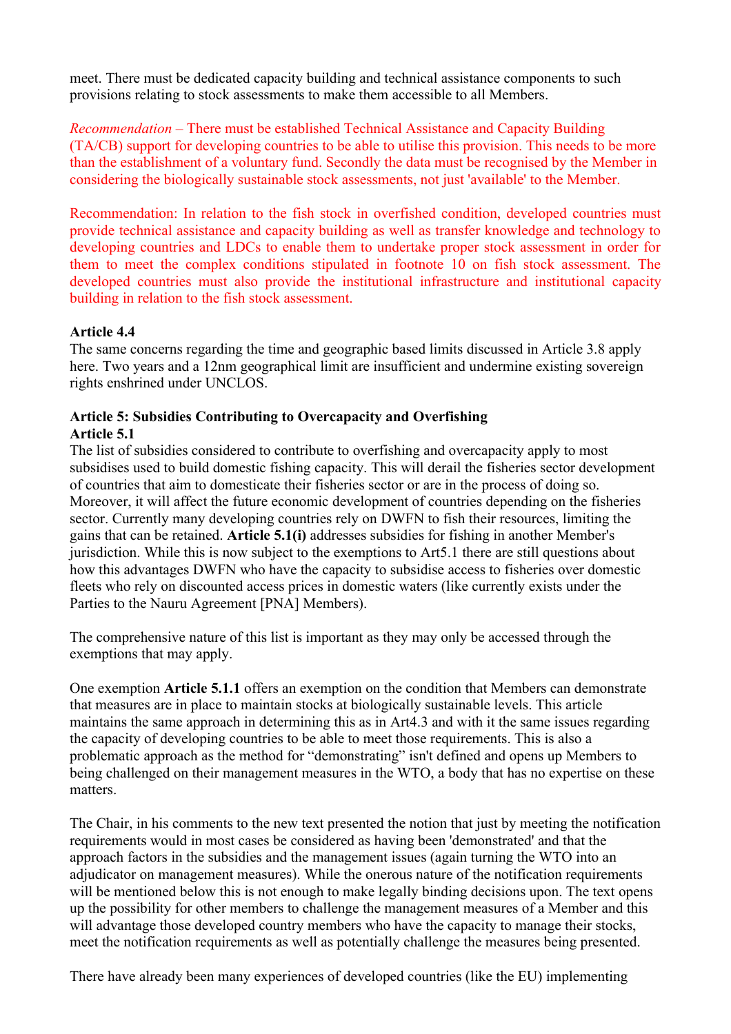meet. There must be dedicated capacity building and technical assistance components to such provisions relating to stock assessments to make them accessible to all Members.

*Recommendation* – There must be established Technical Assistance and Capacity Building (TA/CB) support for developing countries to be able to utilise this provision. This needs to be more than the establishment of a voluntary fund. Secondly the data must be recognised by the Member in considering the biologically sustainable stock assessments, not just 'available' to the Member.

Recommendation: In relation to the fish stock in overfished condition, developed countries must provide technical assistance and capacity building as well as transfer knowledge and technology to developing countries and LDCs to enable them to undertake proper stock assessment in order for them to meet the complex conditions stipulated in footnote 10 on fish stock assessment. The developed countries must also provide the institutional infrastructure and institutional capacity building in relation to the fish stock assessment.

**Article 4.4**

The same concerns regarding the time and geographic based limits discussed in Article 3.8 apply here. Two years and a 12nm geographical limit are insufficient and undermine existing sovereign rights enshrined under UNCLOS.

**Article 5: Subsidies Contributing to Overcapacity and Overfishing**

**Article 5.1**

The list of subsidies considered to contribute to overfishing and overcapacity apply to most subsidises used to build domestic fishing capacity. This will derail the fisheries sector development of countries that aim to domesticate their fisheries sector or are in the process of doing so. Moreover, it will affect the future economic development of countries depending on the fisheries sector. Currently many developing countries rely on DWFN to fish their resources, limiting the gains that can be retained. **Article 5.1(i)** addresses subsidies for fishing in another Member's jurisdiction. While this is now subject to the exemptions to Art5.1 there are still questions about how this advantages DWFN who have the capacity to subsidise access to fisheries over domestic fleets who rely on discounted access prices in domestic waters (like currently exists under the Parties to the Nauru Agreement [PNA] Members).

The comprehensive nature of this list is important as they may only be accessed through the exemptions that may apply.

One exemption **Article 5.1.1** offers an exemption on the condition that Members can demonstrate that measures are in place to maintain stocks at biologically sustainable levels. This article maintains the same approach in determining this as in Art4.3 and with it the same issues regarding the capacity of developing countries to be able to meet those requirements. This is also a problematic approach as the method for "demonstrating" isn't defined and opens up Members to being challenged on their management measures in the WTO, a body that has no expertise on these matters.

The Chair, in his comments to the new text presented the notion that just by meeting the notification requirements would in most cases be considered as having been 'demonstrated' and that the approach factors in the subsidies and the management issues (again turning the WTO into an adjudicator on management measures). While the onerous nature of the notification requirements will be mentioned below this is not enough to make legally binding decisions upon. The text opens up the possibility for other members to challenge the management measures of a Member and this will advantage those developed country members who have the capacity to manage their stocks, meet the notification requirements as well as potentially challenge the measures being presented.

There have already been many experiences of developed countries (like the EU) implementing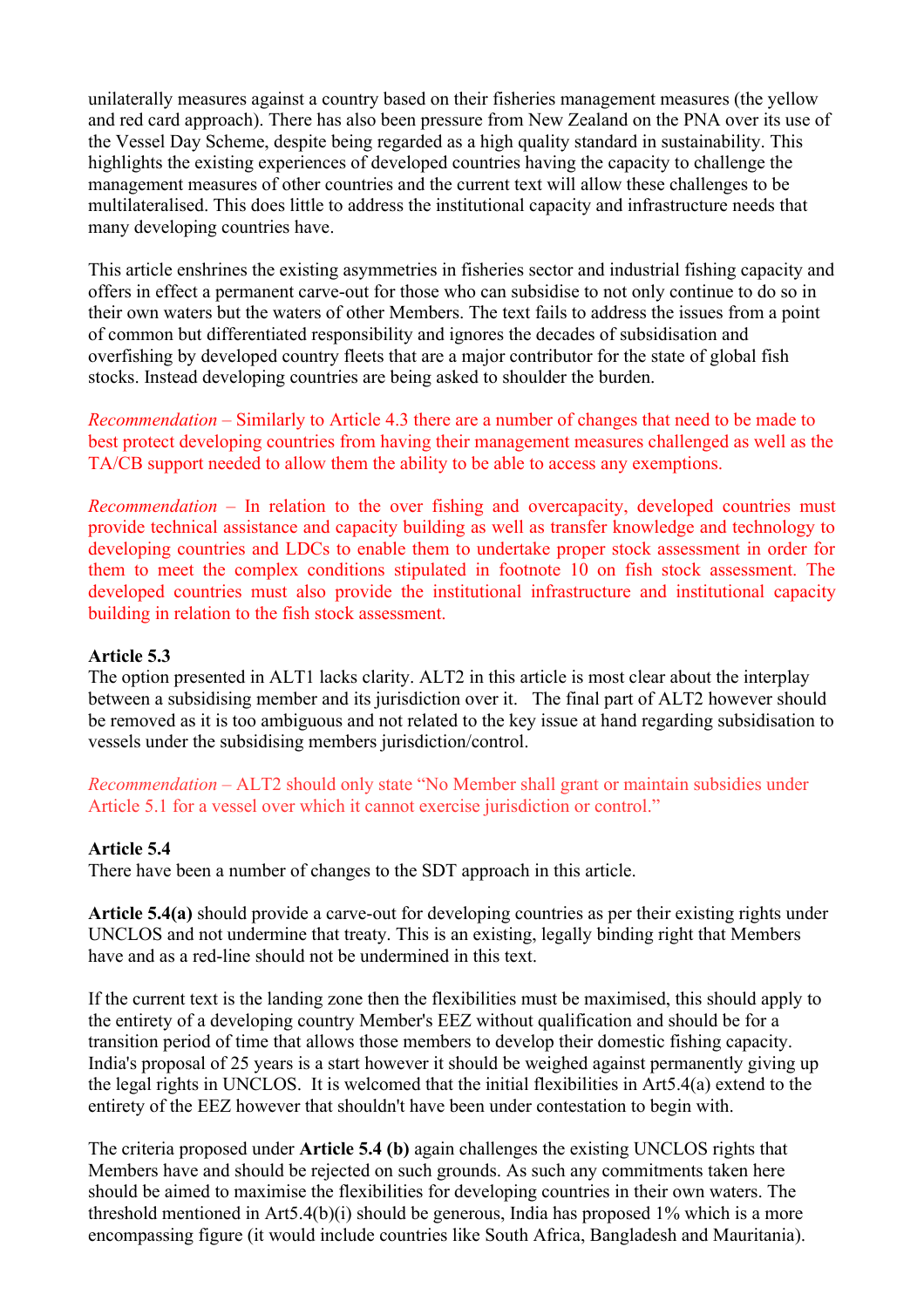unilaterally measures against a country based on their fisheries management measures (the yellow and red card approach). There has also been pressure from New Zealand on the PNA over its use of the Vessel Day Scheme, despite being regarded as a high quality standard in sustainability. This highlights the existing experiences of developed countries having the capacity to challenge the management measures of other countries and the current text will allow these challenges to be multilateralised. This does little to address the institutional capacity and infrastructure needs that many developing countries have.

This article enshrines the existing asymmetries in fisheries sector and industrial fishing capacity and offers in effect a permanent carve-out for those who can subsidise to not only continue to do so in their own waters but the waters of other Members. The text fails to address the issues from a point of common but differentiated responsibility and ignores the decades of subsidisation and overfishing by developed country fleets that are a major contributor for the state of global fish stocks. Instead developing countries are being asked to shoulder the burden.

*Recommendation* – Similarly to Article 4.3 there are a number of changes that need to be made to best protect developing countries from having their management measures challenged as well as the TA/CB support needed to allow them the ability to be able to access any exemptions.

*Recommendation* – In relation to the over fishing and overcapacity, developed countries must provide technical assistance and capacity building as well as transfer knowledge and technology to developing countries and LDCs to enable them to undertake proper stock assessment in order for them to meet the complex conditions stipulated in footnote 10 on fish stock assessment. The developed countries must also provide the institutional infrastructure and institutional capacity building in relation to the fish stock assessment.

**Article 5.3**

The option presented in ALT1 lacks clarity. ALT2 in this article is most clear about the interplay between a subsidising member and its jurisdiction over it. The final part of ALT2 however should be removed as it is too ambiguous and not related to the key issue at hand regarding subsidisation to vessels under the subsidising members jurisdiction/control.

*Recommendation* – ALT2 should only state "No Member shall grant or maintain subsidies under Article 5.1 for a vessel over which it cannot exercise jurisdiction or control."

**Article 5.4**

There have been a number of changes to the SDT approach in this article.

**Article 5.4(a)** should provide a carve-out for developing countries as per their existing rights under UNCLOS and not undermine that treaty. This is an existing, legally binding right that Members have and as a red-line should not be undermined in this text.

If the current text is the landing zone then the flexibilities must be maximised, this should apply to the entirety of a developing country Member's EEZ without qualification and should be for a transition period of time that allows those members to develop their domestic fishing capacity. India's proposal of 25 years is a start however it should be weighed against permanently giving up the legal rights in UNCLOS. It is welcomed that the initial flexibilities in Art5.4(a) extend to the entirety of the EEZ however that shouldn't have been under contestation to begin with.

The criteria proposed under **Article 5.4 (b)** again challenges the existing UNCLOS rights that Members have and should be rejected on such grounds. As such any commitments taken here should be aimed to maximise the flexibilities for developing countries in their own waters. The threshold mentioned in Art5.4(b)(i) should be generous, India has proposed 1% which is a more encompassing figure (it would include countries like South Africa, Bangladesh and Mauritania).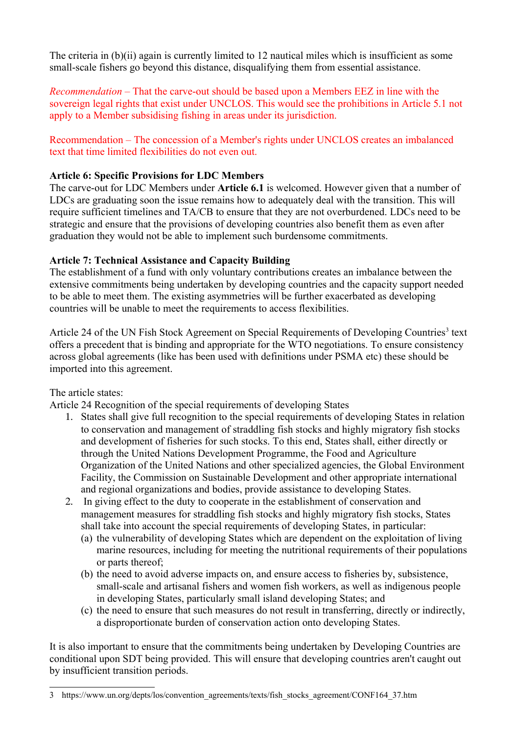The criteria in (b)(ii) again is currently limited to 12 nautical miles which is insufficient as some small-scale fishers go beyond this distance, disqualifying them from essential assistance.

*Recommendation* – That the carve-out should be based upon a Members EEZ in line with the sovereign legal rights that exist under UNCLOS. This would see the prohibitions in Article 5.1 not apply to a Member subsidising fishing in areas under its jurisdiction.

Recommendation – The concession of a Member's rights under UNCLOS creates an imbalanced text that time limited flexibilities do not even out.

**Article 6: Specific Provisions for LDC Members**

The carve-out for LDC Members under **Article 6.1** is welcomed. However given that a number of LDCs are graduating soon the issue remains how to adequately deal with the transition. This will require sufficient timelines and TA/CB to ensure that they are not overburdened. LDCs need to be strategic and ensure that the provisions of developing countries also benefit them as even after graduation they would not be able to implement such burdensome commitments.

**Article 7: Technical Assistance and Capacity Building**

The establishment of a fund with only voluntary contributions creates an imbalance between the extensive commitments being undertaken by developing countries and the capacity support needed to be able to meet them. The existing asymmetries will be further exacerbated as developing countries will be unable to meet the requirements to access flexibilities.

Article 24 of the UN Fish Stock Agreement on Special Requirements of Developing Countries[3] text offers a precedent that is binding and appropriate for the WTO negotiations. To ensure consistency across global agreements (like has been used with definitions under PSMA etc) these should be imported into this agreement.

The article states:

Article 24 Recognition of the special requirements of developing States

1. States shall give full recognition to the special requirements of developing States in relation to conservation and management of straddling fish stocks and highly migratory fish stocks and development of fisheries for such stocks. To this end, States shall, either directly or through the United Nations Development Programme, the Food and Agriculture Organization of the United Nations and other specialized agencies, the Global Environment Facility, the Commission on Sustainable Development and other appropriate international and regional organizations and bodies, provide assistance to developing States.
2. In giving effect to the duty to cooperate in the establishment of conservation and management measures for straddling fish stocks and highly migratory fish stocks, States shall take into account the special requirements of developing States, in particular:
   (a) the vulnerability of developing States which are dependent on the exploitation of living marine resources, including for meeting the nutritional requirements of their populations or parts thereof;
   (b) the need to avoid adverse impacts on, and ensure access to fisheries by, subsistence, small-scale and artisanal fishers and women fish workers, as well as indigenous people in developing States, particularly small island developing States; and
   (c) the need to ensure that such measures do not result in transferring, directly or indirectly, a disproportionate burden of conservation action onto developing States.

It is also important to ensure that the commitments being undertaken by Developing Countries are conditional upon SDT being provided. This will ensure that developing countries aren't caught out by insufficient transition periods.

---

3 https://www.un.org/depts/los/convention_agreements/texts/fish_stocks_agreement/CONF164_37.htm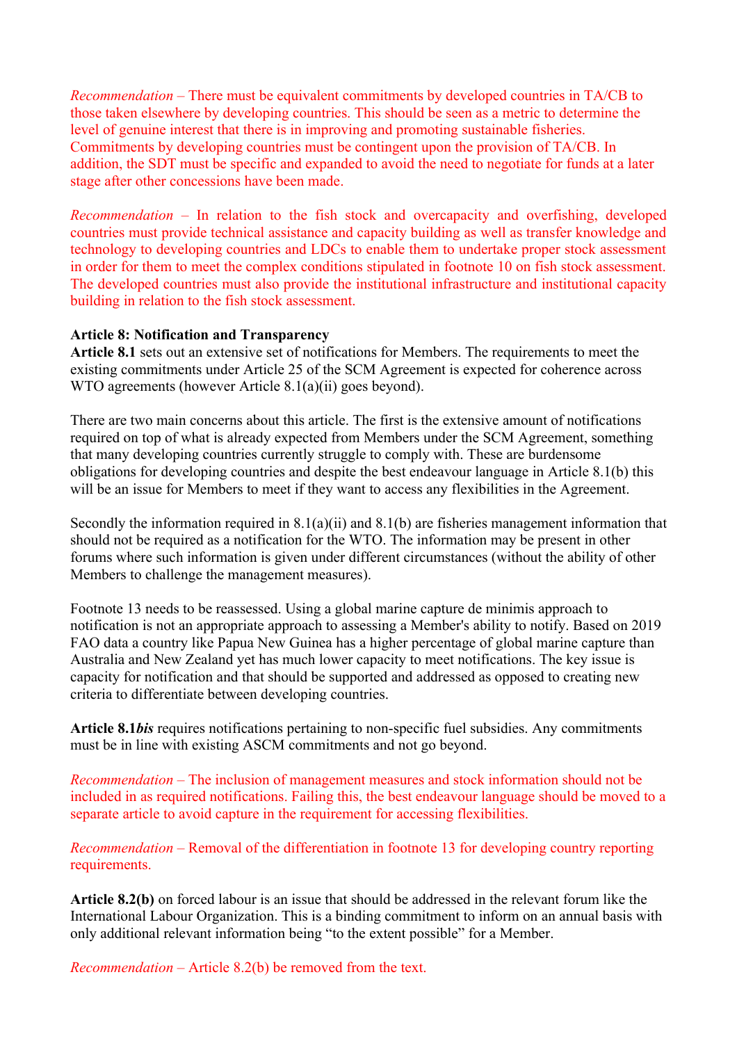*Recommendation* – There must be equivalent commitments by developed countries in TA/CB to those taken elsewhere by developing countries. This should be seen as a metric to determine the level of genuine interest that there is in improving and promoting sustainable fisheries. Commitments by developing countries must be contingent upon the provision of TA/CB. In addition, the SDT must be specific and expanded to avoid the need to negotiate for funds at a later stage after other concessions have been made.

*Recommendation* – In relation to the fish stock and overcapacity and overfishing, developed countries must provide technical assistance and capacity building as well as transfer knowledge and technology to developing countries and LDCs to enable them to undertake proper stock assessment in order for them to meet the complex conditions stipulated in footnote 10 on fish stock assessment. The developed countries must also provide the institutional infrastructure and institutional capacity building in relation to the fish stock assessment.

**Article 8: Notification and Transparency**

**Article 8.1** sets out an extensive set of notifications for Members. The requirements to meet the existing commitments under Article 25 of the SCM Agreement is expected for coherence across WTO agreements (however Article 8.1(a)(ii) goes beyond).

There are two main concerns about this article. The first is the extensive amount of notifications required on top of what is already expected from Members under the SCM Agreement, something that many developing countries currently struggle to comply with. These are burdensome obligations for developing countries and despite the best endeavour language in Article 8.1(b) this will be an issue for Members to meet if they want to access any flexibilities in the Agreement.

Secondly the information required in 8.1(a)(ii) and 8.1(b) are fisheries management information that should not be required as a notification for the WTO. The information may be present in other forums where such information is given under different circumstances (without the ability of other Members to challenge the management measures).

Footnote 13 needs to be reassessed. Using a global marine capture de minimis approach to notification is not an appropriate approach to assessing a Member's ability to notify. Based on 2019 FAO data a country like Papua New Guinea has a higher percentage of global marine capture than Australia and New Zealand yet has much lower capacity to meet notifications. The key issue is capacity for notification and that should be supported and addressed as opposed to creating new criteria to differentiate between developing countries.

**Article 8.1*bis*** requires notifications pertaining to non-specific fuel subsidies. Any commitments must be in line with existing ASCM commitments and not go beyond.

*Recommendation* – The inclusion of management measures and stock information should not be included in as required notifications. Failing this, the best endeavour language should be moved to a separate article to avoid capture in the requirement for accessing flexibilities.

*Recommendation* – Removal of the differentiation in footnote 13 for developing country reporting requirements.

**Article 8.2(b)** on forced labour is an issue that should be addressed in the relevant forum like the International Labour Organization. This is a binding commitment to inform on an annual basis with only additional relevant information being "to the extent possible" for a Member.

*Recommendation* – Article 8.2(b) be removed from the text.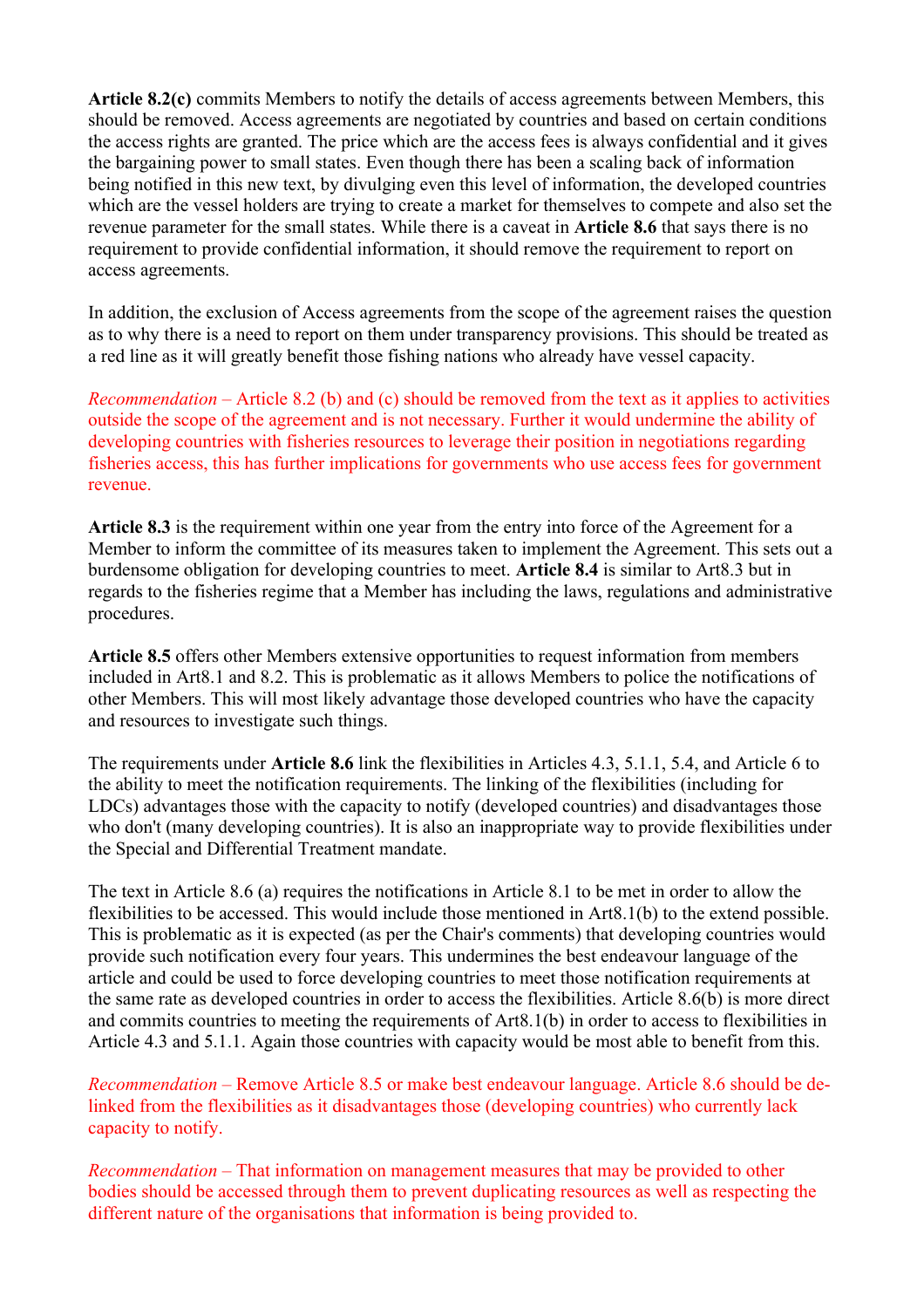**Article 8.2(c)** commits Members to notify the details of access agreements between Members, this should be removed. Access agreements are negotiated by countries and based on certain conditions the access rights are granted. The price which are the access fees is always confidential and it gives the bargaining power to small states. Even though there has been a scaling back of information being notified in this new text, by divulging even this level of information, the developed countries which are the vessel holders are trying to create a market for themselves to compete and also set the revenue parameter for the small states. While there is a caveat in **Article 8.6** that says there is no requirement to provide confidential information, it should remove the requirement to report on access agreements.

In addition, the exclusion of Access agreements from the scope of the agreement raises the question as to why there is a need to report on them under transparency provisions. This should be treated as a red line as it will greatly benefit those fishing nations who already have vessel capacity.

*Recommendation* – Article 8.2 (b) and (c) should be removed from the text as it applies to activities outside the scope of the agreement and is not necessary. Further it would undermine the ability of developing countries with fisheries resources to leverage their position in negotiations regarding fisheries access, this has further implications for governments who use access fees for government revenue.

**Article 8.3** is the requirement within one year from the entry into force of the Agreement for a Member to inform the committee of its measures taken to implement the Agreement. This sets out a burdensome obligation for developing countries to meet. **Article 8.4** is similar to Art8.3 but in regards to the fisheries regime that a Member has including the laws, regulations and administrative procedures.

**Article 8.5** offers other Members extensive opportunities to request information from members included in Art8.1 and 8.2. This is problematic as it allows Members to police the notifications of other Members. This will most likely advantage those developed countries who have the capacity and resources to investigate such things.

The requirements under **Article 8.6** link the flexibilities in Articles 4.3, 5.1.1, 5.4, and Article 6 to the ability to meet the notification requirements. The linking of the flexibilities (including for LDCs) advantages those with the capacity to notify (developed countries) and disadvantages those who don't (many developing countries). It is also an inappropriate way to provide flexibilities under the Special and Differential Treatment mandate.

The text in Article 8.6 (a) requires the notifications in Article 8.1 to be met in order to allow the flexibilities to be accessed. This would include those mentioned in Art8.1(b) to the extend possible. This is problematic as it is expected (as per the Chair's comments) that developing countries would provide such notification every four years. This undermines the best endeavour language of the article and could be used to force developing countries to meet those notification requirements at the same rate as developed countries in order to access the flexibilities. Article 8.6(b) is more direct and commits countries to meeting the requirements of Art8.1(b) in order to access to flexibilities in Article 4.3 and 5.1.1. Again those countries with capacity would be most able to benefit from this.

*Recommendation* – Remove Article 8.5 or make best endeavour language. Article 8.6 should be de-linked from the flexibilities as it disadvantages those (developing countries) who currently lack capacity to notify.

*Recommendation* – That information on management measures that may be provided to other bodies should be accessed through them to prevent duplicating resources as well as respecting the different nature of the organisations that information is being provided to.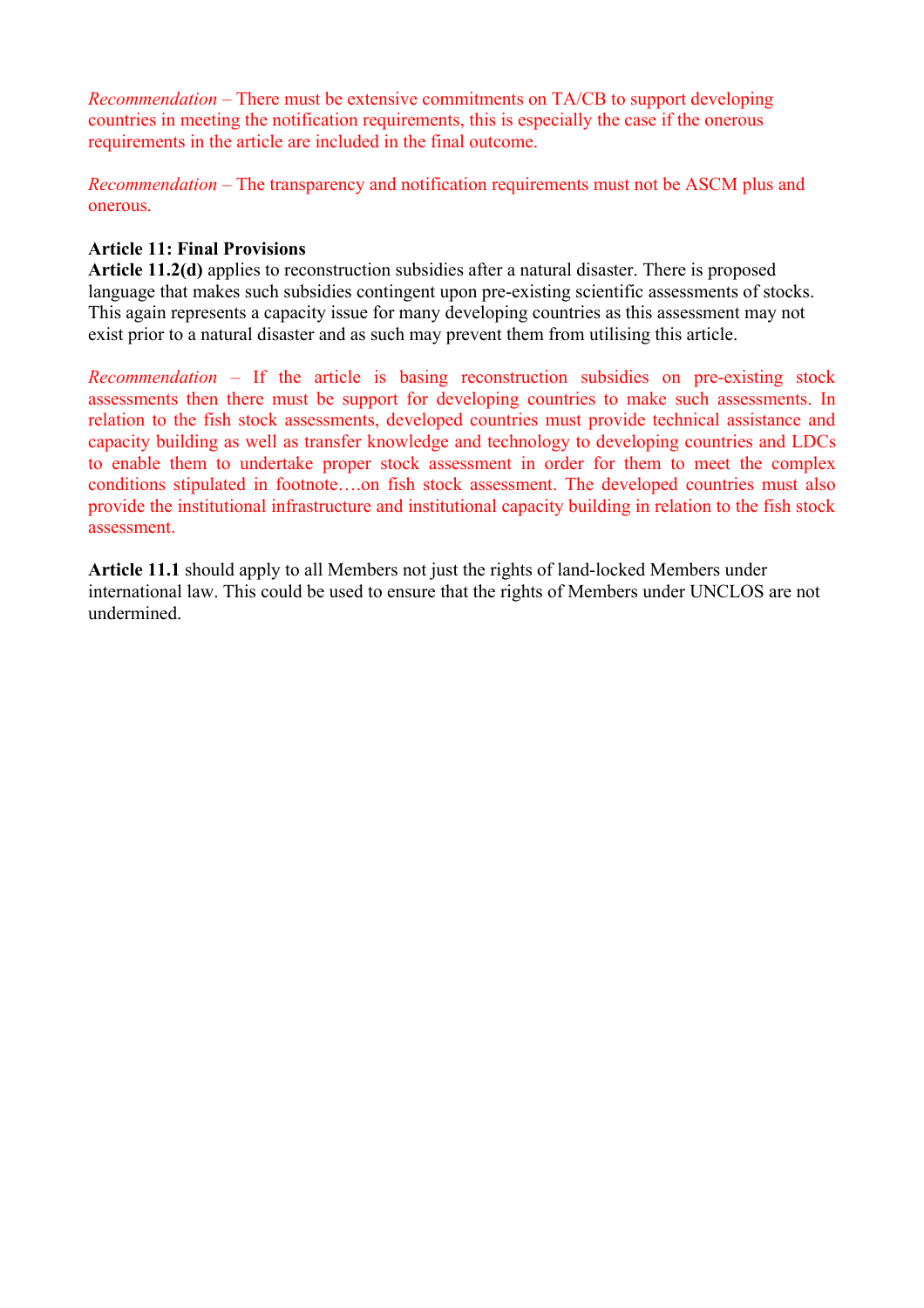*Recommendation* – There must be extensive commitments on TA/CB to support developing countries in meeting the notification requirements, this is especially the case if the onerous requirements in the article are included in the final outcome.

*Recommendation* – The transparency and notification requirements must not be ASCM plus and onerous.

**Article 11: Final Provisions**

**Article 11.2(d)** applies to reconstruction subsidies after a natural disaster. There is proposed language that makes such subsidies contingent upon pre-existing scientific assessments of stocks. This again represents a capacity issue for many developing countries as this assessment may not exist prior to a natural disaster and as such may prevent them from utilising this article.

*Recommendation* – If the article is basing reconstruction subsidies on pre-existing stock assessments then there must be support for developing countries to make such assessments. In relation to the fish stock assessments, developed countries must provide technical assistance and capacity building as well as transfer knowledge and technology to developing countries and LDCs to enable them to undertake proper stock assessment in order for them to meet the complex conditions stipulated in footnote….on fish stock assessment. The developed countries must also provide the institutional infrastructure and institutional capacity building in relation to the fish stock assessment.

**Article 11.1** should apply to all Members not just the rights of land-locked Members under international law. This could be used to ensure that the rights of Members under UNCLOS are not undermined.